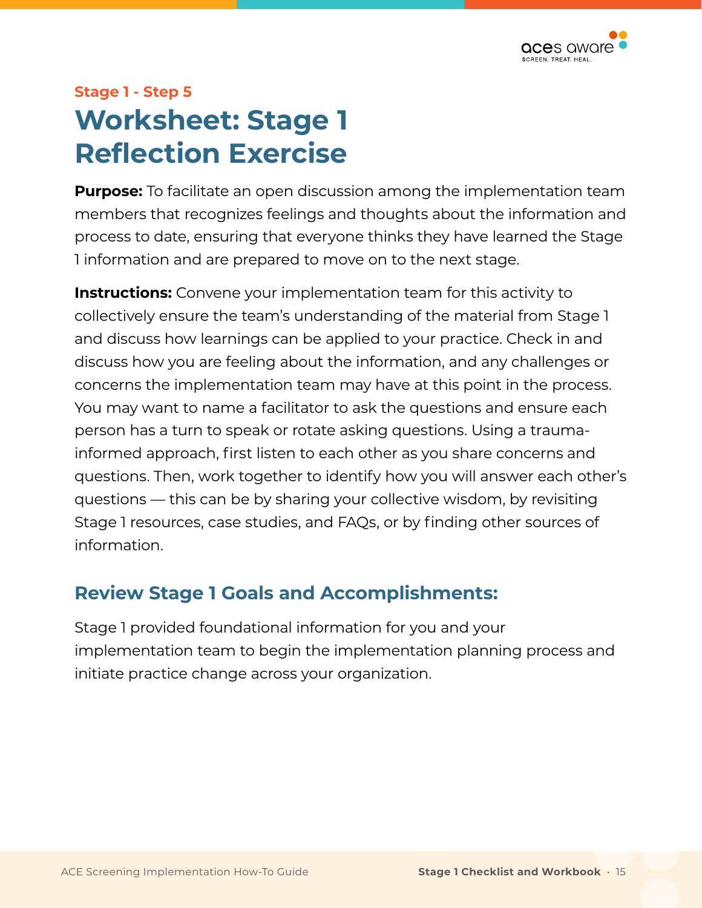Stage 1 - Step 5

# Worksheet: Stage 1 Reflection Exercise

**Purpose:** To facilitate an open discussion among the implementation team members that recognizes feelings and thoughts about the information and process to date, ensuring that everyone thinks they have learned the Stage 1 information and are prepared to move on to the next stage.

**Instructions:** Convene your implementation team for this activity to collectively ensure the team's understanding of the material from Stage 1 and discuss how learnings can be applied to your practice. Check in and discuss how you are feeling about the information, and any challenges or concerns the implementation team may have at this point in the process. You may want to name a facilitator to ask the questions and ensure each person has a turn to speak or rotate asking questions. Using a trauma-informed approach, first listen to each other as you share concerns and questions. Then, work together to identify how you will answer each other's questions — this can be by sharing your collective wisdom, by revisiting Stage 1 resources, case studies, and FAQs, or by finding other sources of information.

## Review Stage 1 Goals and Accomplishments:

Stage 1 provided foundational information for you and your implementation team to begin the implementation planning process and initiate practice change across your organization.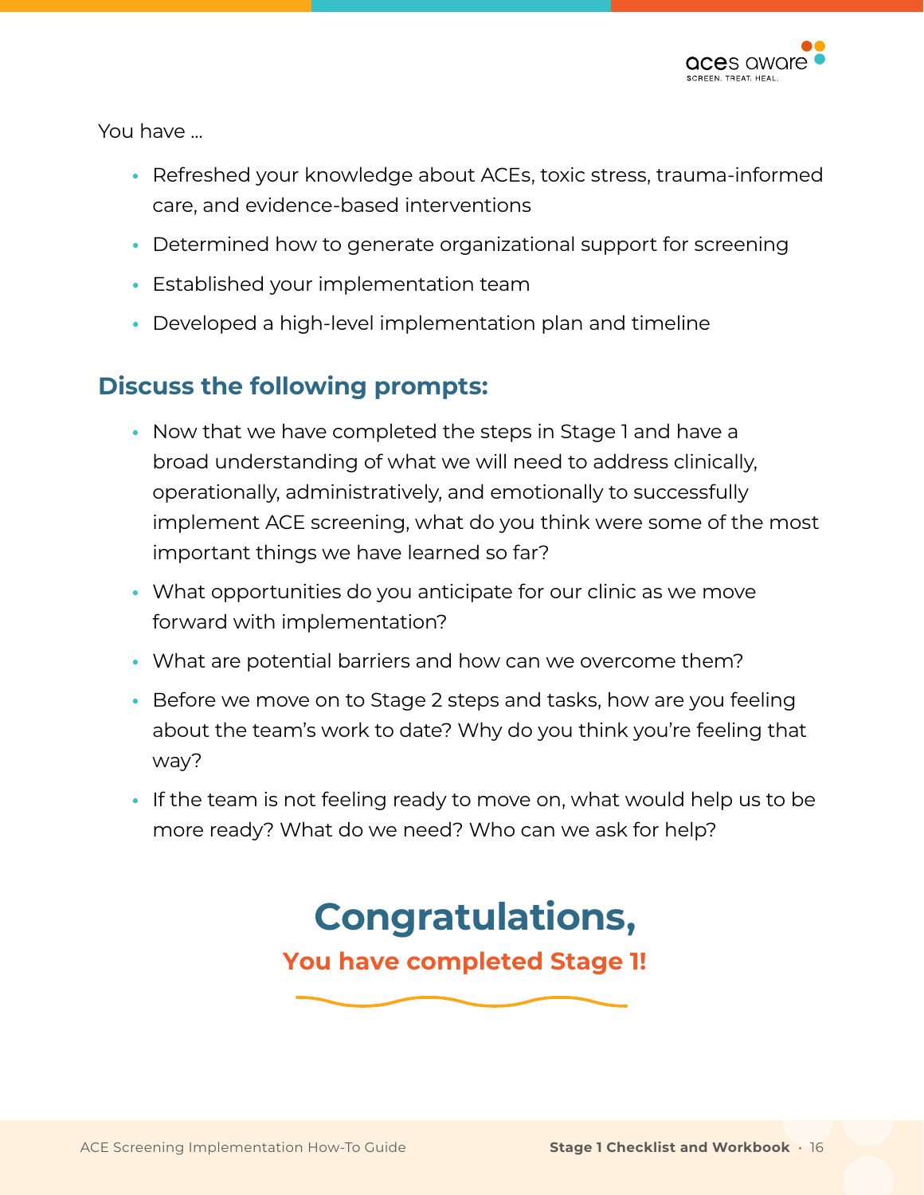You have …

- Refreshed your knowledge about ACEs, toxic stress, trauma-informed care, and evidence-based interventions
- Determined how to generate organizational support for screening
- Established your implementation team
- Developed a high-level implementation plan and timeline

## Discuss the following prompts:

- Now that we have completed the steps in Stage 1 and have a broad understanding of what we will need to address clinically, operationally, administratively, and emotionally to successfully implement ACE screening, what do you think were some of the most important things we have learned so far?
- What opportunities do you anticipate for our clinic as we move forward with implementation?
- What are potential barriers and how can we overcome them?
- Before we move on to Stage 2 steps and tasks, how are you feeling about the team's work to date? Why do you think you're feeling that way?
- If the team is not feeling ready to move on, what would help us to be more ready? What do we need? Who can we ask for help?

# Congratulations,

**You have completed Stage 1!**